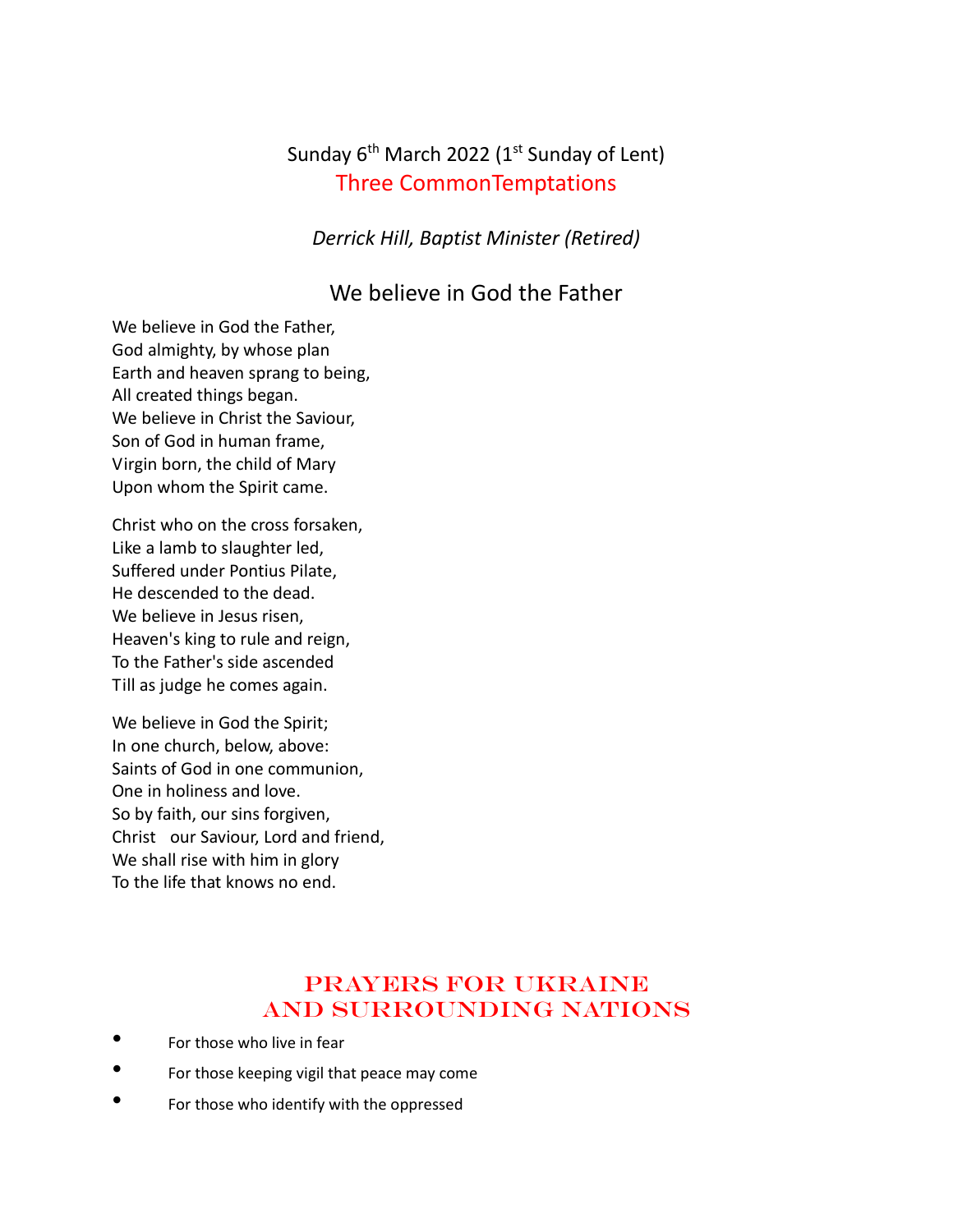Sunday 6th March 2022 (1st Sunday of Lent)

# Three CommonTemptations

*Derrick Hill, Baptist Minister (Retired)*

## We believe in God the Father

We believe in God the Father,
God almighty, by whose plan
Earth and heaven sprang to being,
All created things began.
We believe in Christ the Saviour,
Son of God in human frame,
Virgin born, the child of Mary
Upon whom the Spirit came.

Christ who on the cross forsaken,
Like a lamb to slaughter led,
Suffered under Pontius Pilate,
He descended to the dead.
We believe in Jesus risen,
Heaven's king to rule and reign,
To the Father's side ascended
Till as judge he comes again.

We believe in God the Spirit;
In one church, below, above:
Saints of God in one communion,
One in holiness and love.
So by faith, our sins forgiven,
Christ our Saviour, Lord and friend,
We shall rise with him in glory
To the life that knows no end.

## PRAYERS FOR UKRAINE AND SURROUNDING NATIONS

- For those who live in fear
- For those keeping vigil that peace may come
- For those who identify with the oppressed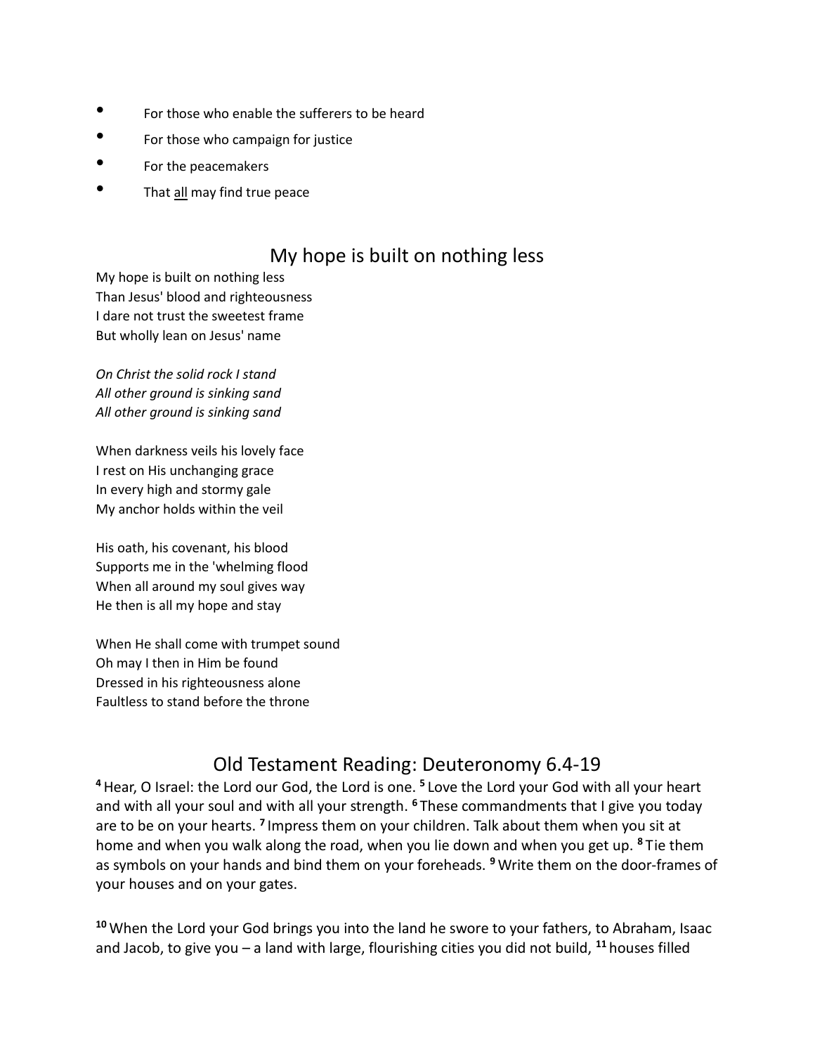- For those who enable the sufferers to be heard
- For those who campaign for justice
- For the peacemakers
- That <u>all</u> may find true peace

## My hope is built on nothing less

My hope is built on nothing less  
Than Jesus' blood and righteousness  
I dare not trust the sweetest frame  
But wholly lean on Jesus' name

*On Christ the solid rock I stand*  
*All other ground is sinking sand*  
*All other ground is sinking sand*

When darkness veils his lovely face  
I rest on His unchanging grace  
In every high and stormy gale  
My anchor holds within the veil

His oath, his covenant, his blood  
Supports me in the 'whelming flood  
When all around my soul gives way  
He then is all my hope and stay

When He shall come with trumpet sound  
Oh may I then in Him be found  
Dressed in his righteousness alone  
Faultless to stand before the throne

## Old Testament Reading: Deuteronomy 6.4-19

**4** Hear, O Israel: the Lord our God, the Lord is one. **5** Love the Lord your God with all your heart and with all your soul and with all your strength. **6** These commandments that I give you today are to be on your hearts. **7** Impress them on your children. Talk about them when you sit at home and when you walk along the road, when you lie down and when you get up. **8** Tie them as symbols on your hands and bind them on your foreheads. **9** Write them on the door-frames of your houses and on your gates.

**10** When the Lord your God brings you into the land he swore to your fathers, to Abraham, Isaac and Jacob, to give you – a land with large, flourishing cities you did not build, **11** houses filled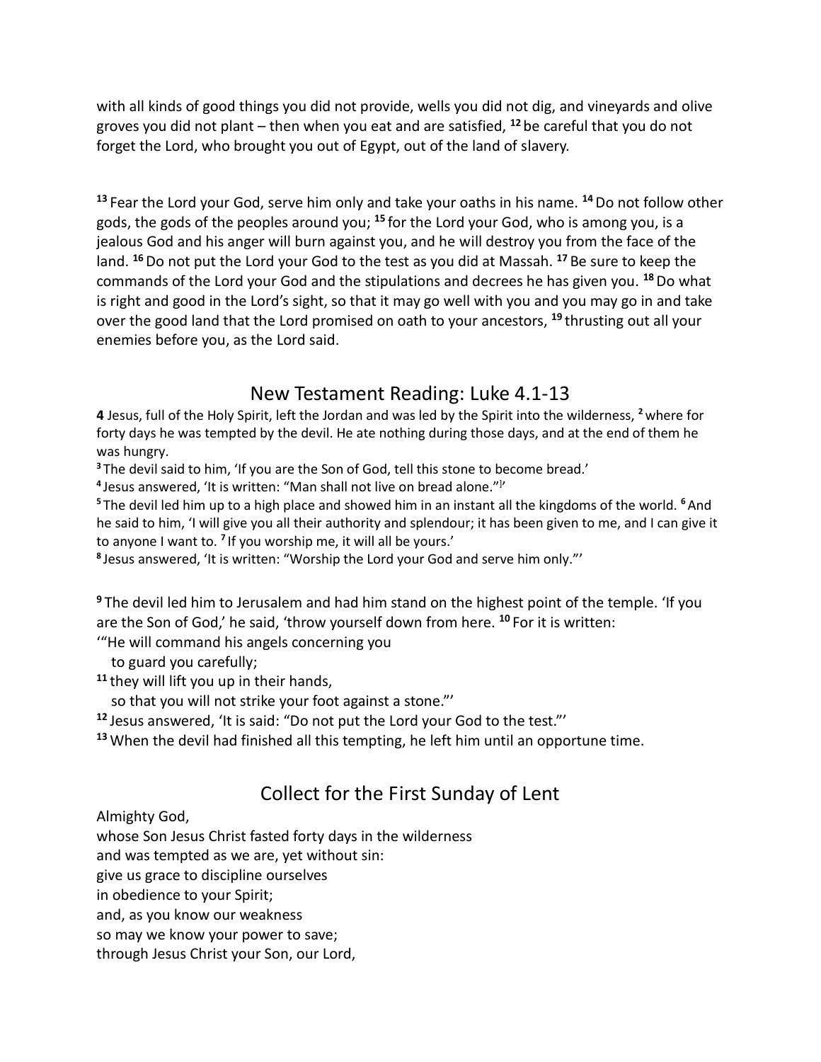with all kinds of good things you did not provide, wells you did not dig, and vineyards and olive groves you did not plant – then when you eat and are satisfied, **12** be careful that you do not forget the Lord, who brought you out of Egypt, out of the land of slavery.

**13** Fear the Lord your God, serve him only and take your oaths in his name. **14** Do not follow other gods, the gods of the peoples around you; **15** for the Lord your God, who is among you, is a jealous God and his anger will burn against you, and he will destroy you from the face of the land. **16** Do not put the Lord your God to the test as you did at Massah. **17** Be sure to keep the commands of the Lord your God and the stipulations and decrees he has given you. **18** Do what is right and good in the Lord's sight, so that it may go well with you and you may go in and take over the good land that the Lord promised on oath to your ancestors, **19** thrusting out all your enemies before you, as the Lord said.

## New Testament Reading: Luke 4.1-13

**4** Jesus, full of the Holy Spirit, left the Jordan and was led by the Spirit into the wilderness, **2** where for forty days he was tempted by the devil. He ate nothing during those days, and at the end of them he was hungry.

**3** The devil said to him, 'If you are the Son of God, tell this stone to become bread.'

**4** Jesus answered, 'It is written: "Man shall not live on bread alone."'

**5** The devil led him up to a high place and showed him in an instant all the kingdoms of the world. **6** And he said to him, 'I will give you all their authority and splendour; it has been given to me, and I can give it to anyone I want to. **7** If you worship me, it will all be yours.'

**8** Jesus answered, 'It is written: "Worship the Lord your God and serve him only."'

**9** The devil led him to Jerusalem and had him stand on the highest point of the temple. 'If you are the Son of God,' he said, 'throw yourself down from here. **10** For it is written:

'"He will command his angels concerning you
   to guard you carefully;
**11** they will lift you up in their hands,
   so that you will not strike your foot against a stone."'

**12** Jesus answered, 'It is said: "Do not put the Lord your God to the test."'

**13** When the devil had finished all this tempting, he left him until an opportune time.

## Collect for the First Sunday of Lent

Almighty God,
whose Son Jesus Christ fasted forty days in the wilderness
and was tempted as we are, yet without sin:
give us grace to discipline ourselves
in obedience to your Spirit;
and, as you know our weakness
so may we know your power to save;
through Jesus Christ your Son, our Lord,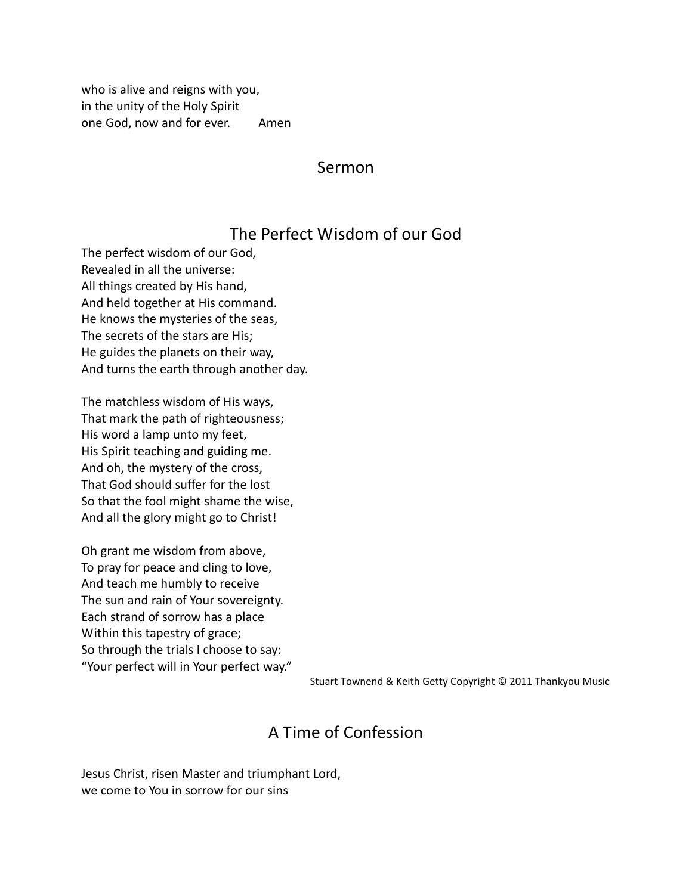who is alive and reigns with you,
in the unity of the Holy Spirit
one God, now and for ever. Amen

## Sermon

## The Perfect Wisdom of our God

The perfect wisdom of our God,
Revealed in all the universe:
All things created by His hand,
And held together at His command.
He knows the mysteries of the seas,
The secrets of the stars are His;
He guides the planets on their way,
And turns the earth through another day.

The matchless wisdom of His ways,
That mark the path of righteousness;
His word a lamp unto my feet,
His Spirit teaching and guiding me.
And oh, the mystery of the cross,
That God should suffer for the lost
So that the fool might shame the wise,
And all the glory might go to Christ!

Oh grant me wisdom from above,
To pray for peace and cling to love,
And teach me humbly to receive
The sun and rain of Your sovereignty.
Each strand of sorrow has a place
Within this tapestry of grace;
So through the trials I choose to say:
"Your perfect will in Your perfect way."

Stuart Townend & Keith Getty Copyright © 2011 Thankyou Music

## A Time of Confession

Jesus Christ, risen Master and triumphant Lord,
we come to You in sorrow for our sins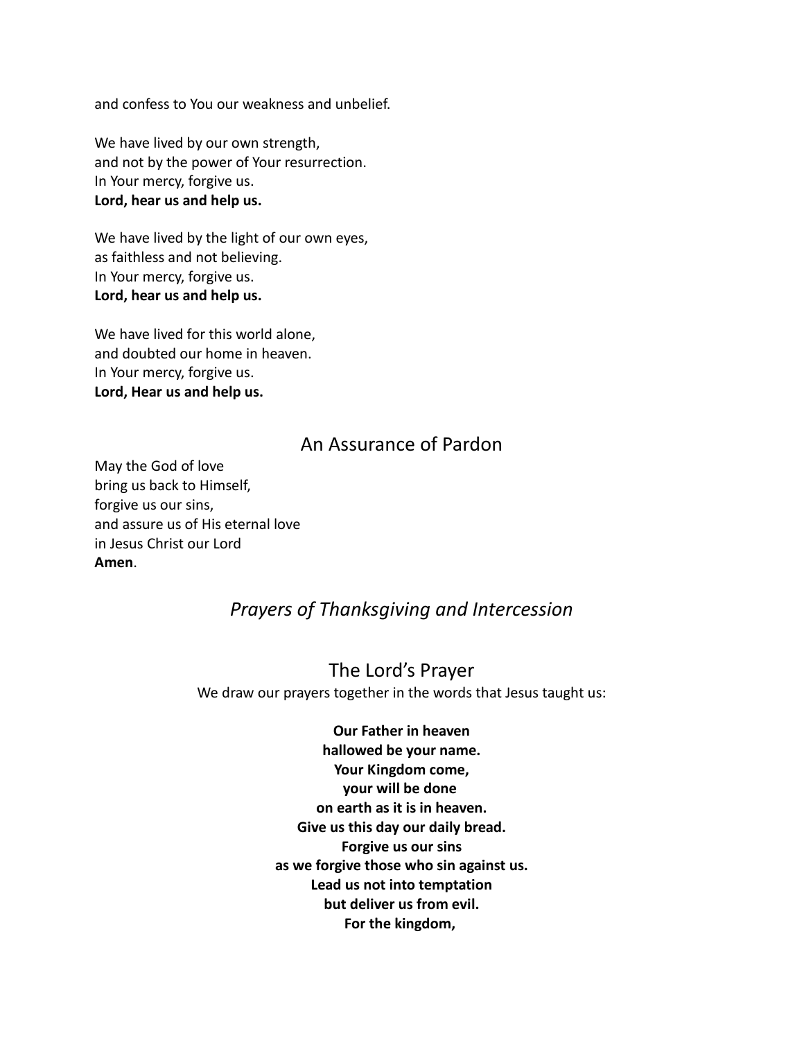and confess to You our weakness and unbelief.

We have lived by our own strength,
and not by the power of Your resurrection.
In Your mercy, forgive us.
**Lord, hear us and help us.**

We have lived by the light of our own eyes,
as faithless and not believing.
In Your mercy, forgive us.
**Lord, hear us and help us.**

We have lived for this world alone,
and doubted our home in heaven.
In Your mercy, forgive us.
**Lord, Hear us and help us.**

## An Assurance of Pardon

May the God of love
bring us back to Himself,
forgive us our sins,
and assure us of His eternal love
in Jesus Christ our Lord
**Amen**.

## *Prayers of Thanksgiving and Intercession*

## The Lord's Prayer

We draw our prayers together in the words that Jesus taught us:

**Our Father in heaven**
**hallowed be your name.**
**Your Kingdom come,**
**your will be done**
**on earth as it is in heaven.**
**Give us this day our daily bread.**
**Forgive us our sins**
**as we forgive those who sin against us.**
**Lead us not into temptation**
**but deliver us from evil.**
**For the kingdom,**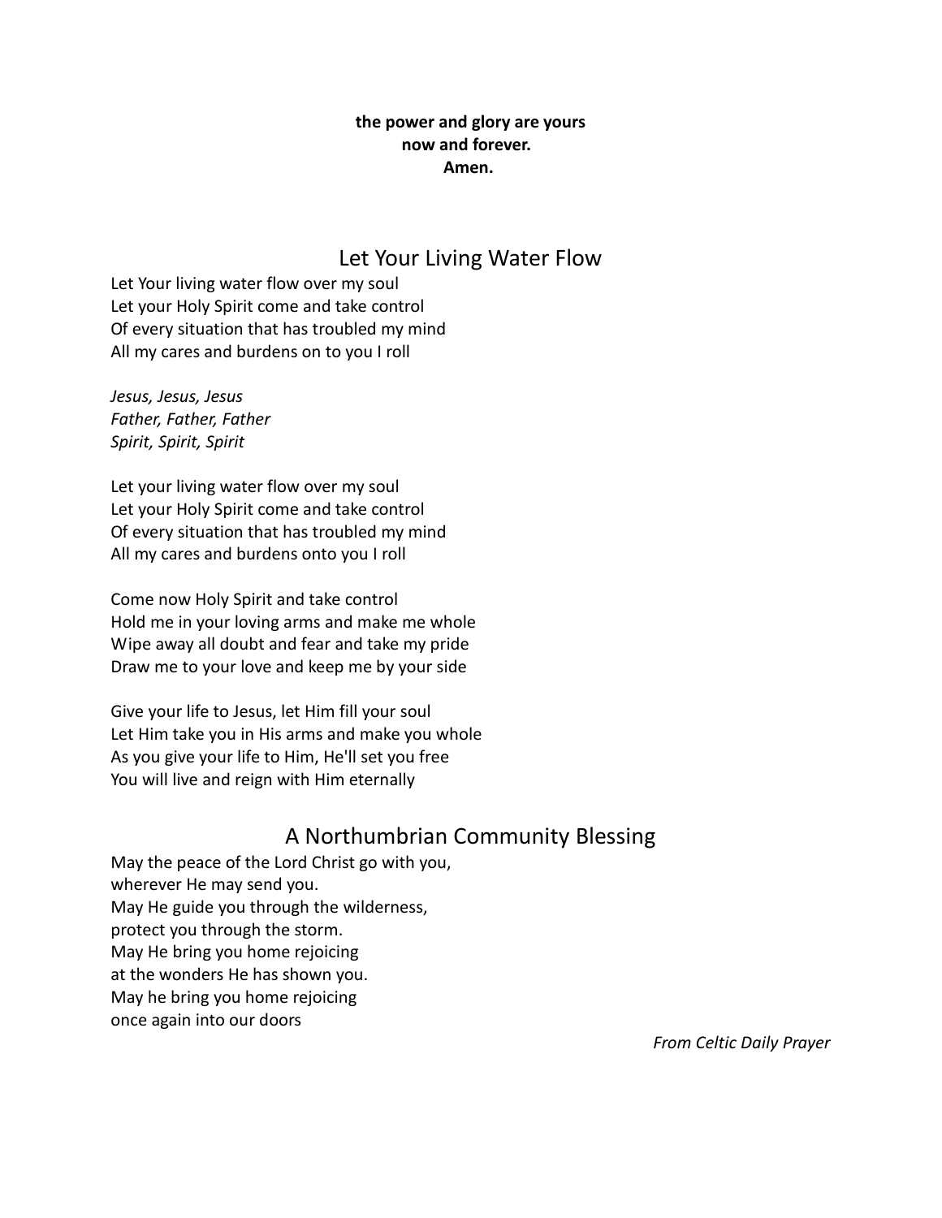**the power and glory are yours**
**now and forever.**
**Amen.**

## Let Your Living Water Flow

Let Your living water flow over my soul
Let your Holy Spirit come and take control
Of every situation that has troubled my mind
All my cares and burdens on to you I roll

*Jesus, Jesus, Jesus*
*Father, Father, Father*
*Spirit, Spirit, Spirit*

Let your living water flow over my soul
Let your Holy Spirit come and take control
Of every situation that has troubled my mind
All my cares and burdens onto you I roll

Come now Holy Spirit and take control
Hold me in your loving arms and make me whole
Wipe away all doubt and fear and take my pride
Draw me to your love and keep me by your side

Give your life to Jesus, let Him fill your soul
Let Him take you in His arms and make you whole
As you give your life to Him, He'll set you free
You will live and reign with Him eternally

## A Northumbrian Community Blessing

May the peace of the Lord Christ go with you,
wherever He may send you.
May He guide you through the wilderness,
protect you through the storm.
May He bring you home rejoicing
at the wonders He has shown you.
May he bring you home rejoicing
once again into our doors

*From Celtic Daily Prayer*